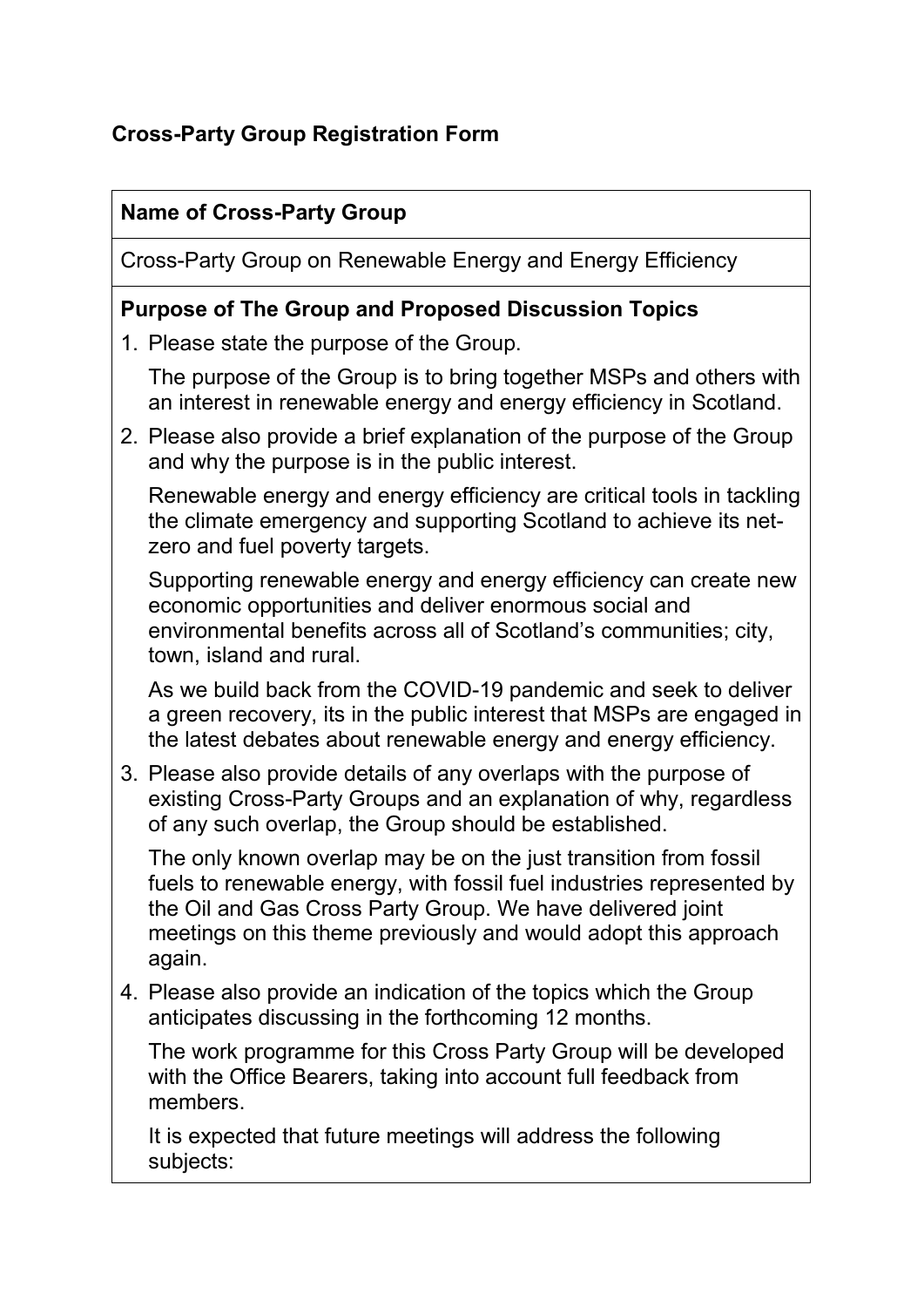# Cross-Party Group Registration Form

## Name of Cross-Party Group

Cross-Party Group on Renewable Energy and Energy Efficiency

## Purpose of The Group and Proposed Discussion Topics

1. Please state the purpose of the Group.

   The purpose of the Group is to bring together MSPs and others with an interest in renewable energy and energy efficiency in Scotland.

2. Please also provide a brief explanation of the purpose of the Group and why the purpose is in the public interest.

   Renewable energy and energy efficiency are critical tools in tackling the climate emergency and supporting Scotland to achieve its net-zero and fuel poverty targets.

   Supporting renewable energy and energy efficiency can create new economic opportunities and deliver enormous social and environmental benefits across all of Scotland's communities; city, town, island and rural.

   As we build back from the COVID-19 pandemic and seek to deliver a green recovery, its in the public interest that MSPs are engaged in the latest debates about renewable energy and energy efficiency.

3. Please also provide details of any overlaps with the purpose of existing Cross-Party Groups and an explanation of why, regardless of any such overlap, the Group should be established.

   The only known overlap may be on the just transition from fossil fuels to renewable energy, with fossil fuel industries represented by the Oil and Gas Cross Party Group. We have delivered joint meetings on this theme previously and would adopt this approach again.

4. Please also provide an indication of the topics which the Group anticipates discussing in the forthcoming 12 months.

   The work programme for this Cross Party Group will be developed with the Office Bearers, taking into account full feedback from members.

   It is expected that future meetings will address the following subjects: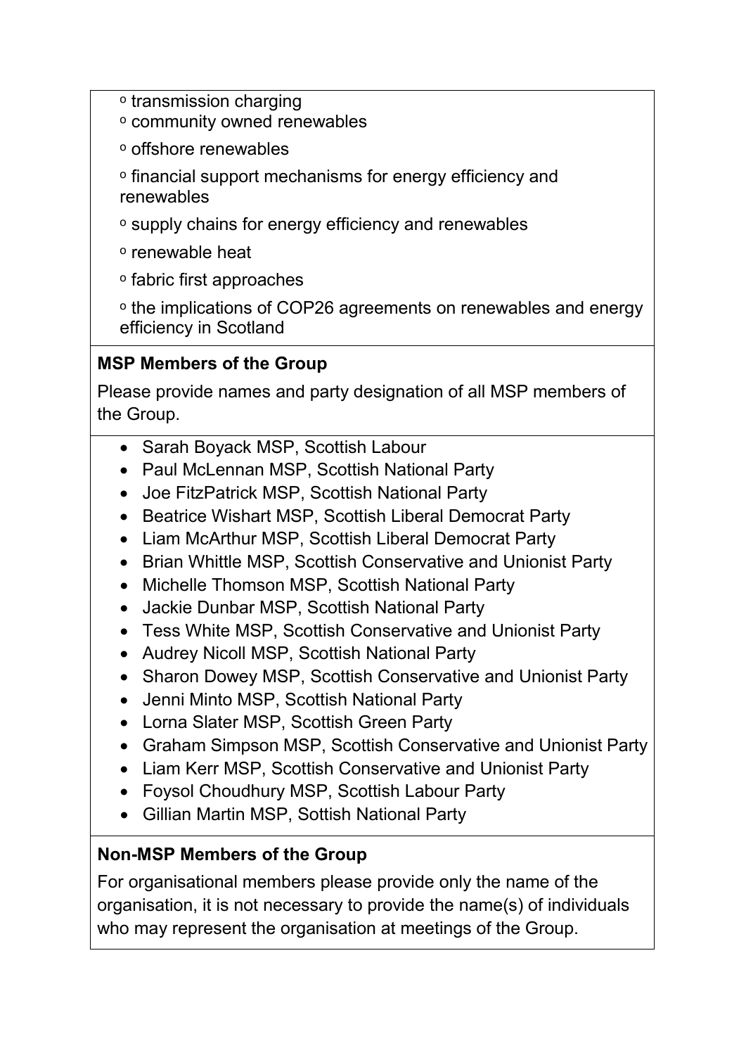- ᵒ transmission charging
- ᵒ community owned renewables
- ᵒ offshore renewables
- ᵒ financial support mechanisms for energy efficiency and renewables
- ᵒ supply chains for energy efficiency and renewables
- ᵒ renewable heat
- ᵒ fabric first approaches
- ᵒ the implications of COP26 agreements on renewables and energy efficiency in Scotland

**MSP Members of the Group**

Please provide names and party designation of all MSP members of the Group.

- Sarah Boyack MSP, Scottish Labour
- Paul McLennan MSP, Scottish National Party
- Joe FitzPatrick MSP, Scottish National Party
- Beatrice Wishart MSP, Scottish Liberal Democrat Party
- Liam McArthur MSP, Scottish Liberal Democrat Party
- Brian Whittle MSP, Scottish Conservative and Unionist Party
- Michelle Thomson MSP, Scottish National Party
- Jackie Dunbar MSP, Scottish National Party
- Tess White MSP, Scottish Conservative and Unionist Party
- Audrey Nicoll MSP, Scottish National Party
- Sharon Dowey MSP, Scottish Conservative and Unionist Party
- Jenni Minto MSP, Scottish National Party
- Lorna Slater MSP, Scottish Green Party
- Graham Simpson MSP, Scottish Conservative and Unionist Party
- Liam Kerr MSP, Scottish Conservative and Unionist Party
- Foysol Choudhury MSP, Scottish Labour Party
- Gillian Martin MSP, Sottish National Party

**Non-MSP Members of the Group**

For organisational members please provide only the name of the organisation, it is not necessary to provide the name(s) of individuals who may represent the organisation at meetings of the Group.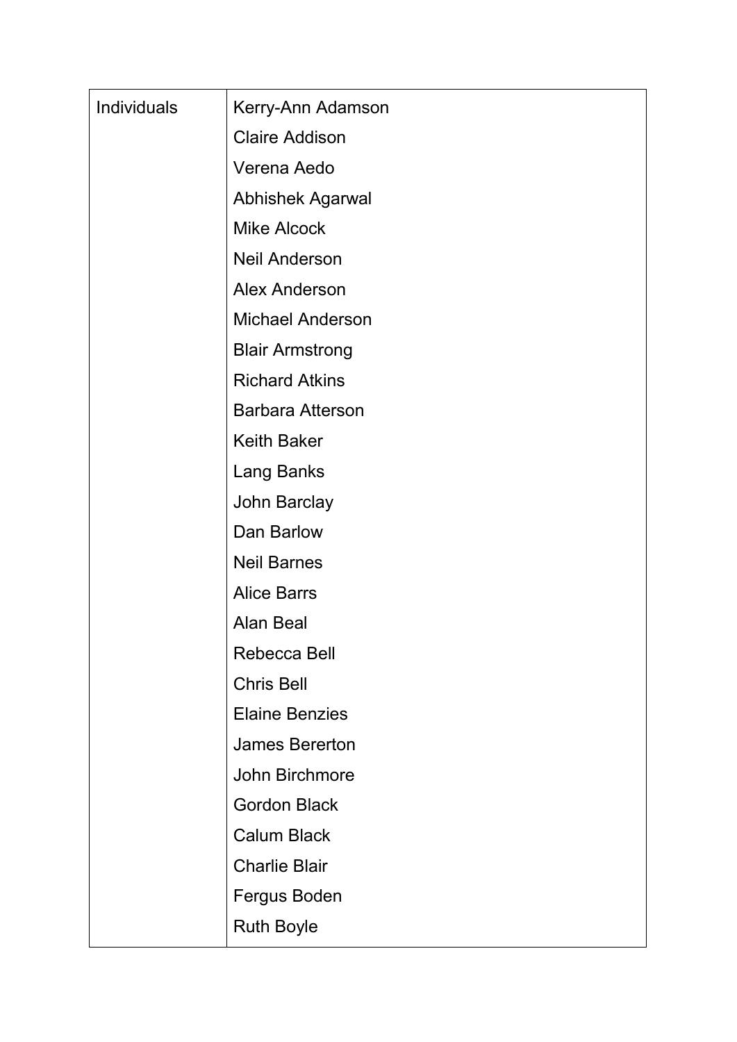| Individuals | Kerry-Ann Adamson |
| --- | --- |
| | Claire Addison |
| | Verena Aedo |
| | Abhishek Agarwal |
| | Mike Alcock |
| | Neil Anderson |
| | Alex Anderson |
| | Michael Anderson |
| | Blair Armstrong |
| | Richard Atkins |
| | Barbara Atterson |
| | Keith Baker |
| | Lang Banks |
| | John Barclay |
| | Dan Barlow |
| | Neil Barnes |
| | Alice Barrs |
| | Alan Beal |
| | Rebecca Bell |
| | Chris Bell |
| | Elaine Benzies |
| | James Bererton |
| | John Birchmore |
| | Gordon Black |
| | Calum Black |
| | Charlie Blair |
| | Fergus Boden |
| | Ruth Boyle |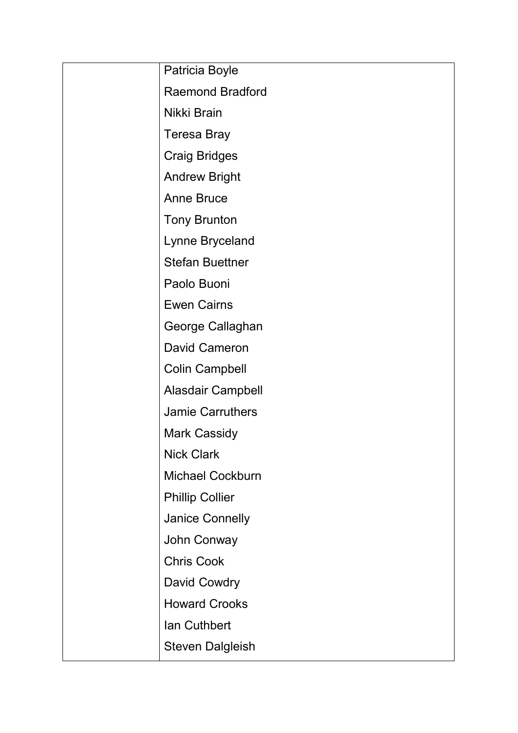| | |
|---|---|
| | Patricia Boyle |
| | Raemond Bradford |
| | Nikki Brain |
| | Teresa Bray |
| | Craig Bridges |
| | Andrew Bright |
| | Anne Bruce |
| | Tony Brunton |
| | Lynne Bryceland |
| | Stefan Buettner |
| | Paolo Buoni |
| | Ewen Cairns |
| | George Callaghan |
| | David Cameron |
| | Colin Campbell |
| | Alasdair Campbell |
| | Jamie Carruthers |
| | Mark Cassidy |
| | Nick Clark |
| | Michael Cockburn |
| | Phillip Collier |
| | Janice Connelly |
| | John Conway |
| | Chris Cook |
| | David Cowdry |
| | Howard Crooks |
| | Ian Cuthbert |
| | Steven Dalgleish |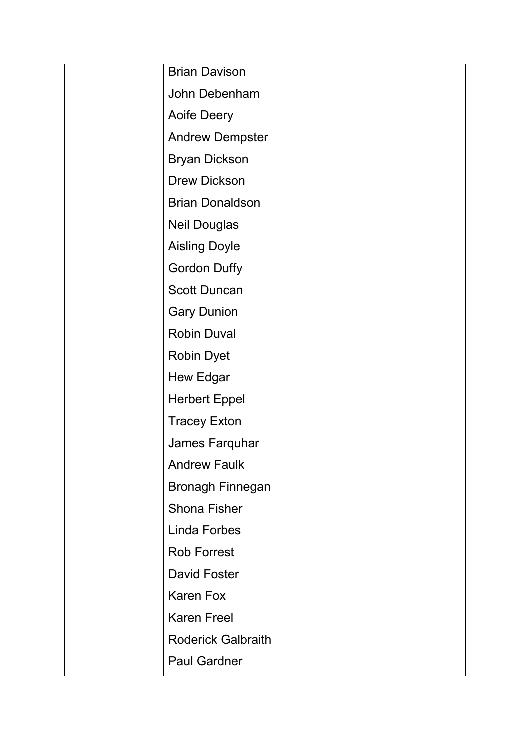| | |
|---|---|
| | Brian Davison<br>John Debenham<br>Aoife Deery<br>Andrew Dempster<br>Bryan Dickson<br>Drew Dickson<br>Brian Donaldson<br>Neil Douglas<br>Aisling Doyle<br>Gordon Duffy<br>Scott Duncan<br>Gary Dunion<br>Robin Duval<br>Robin Dyet<br>Hew Edgar<br>Herbert Eppel<br>Tracey Exton<br>James Farquhar<br>Andrew Faulk<br>Bronagh Finnegan<br>Shona Fisher<br>Linda Forbes<br>Rob Forrest<br>David Foster<br>Karen Fox<br>Karen Freel<br>Roderick Galbraith<br>Paul Gardner |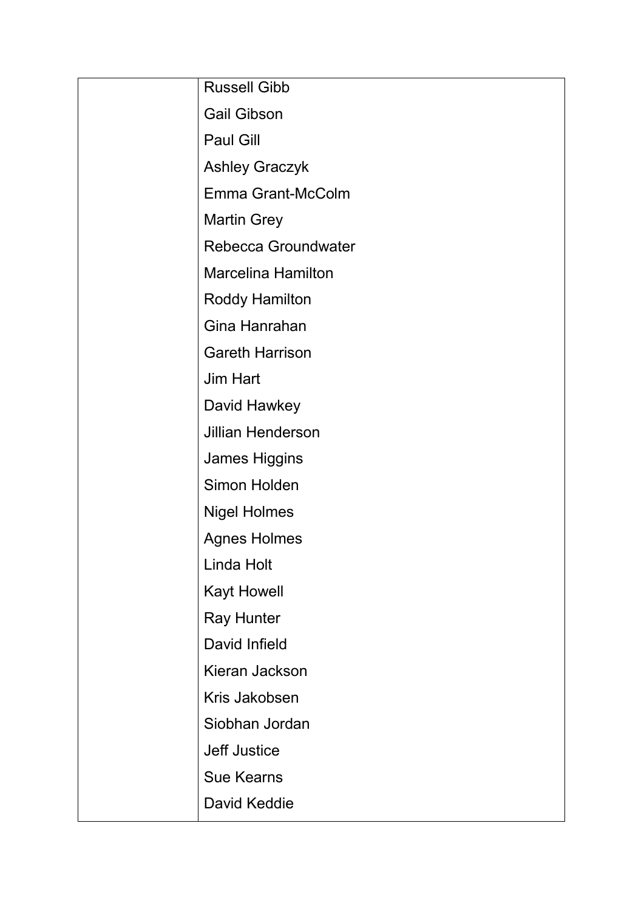| | |
|---|---|
| | Russell Gibb |
| | Gail Gibson |
| | Paul Gill |
| | Ashley Graczyk |
| | Emma Grant-McColm |
| | Martin Grey |
| | Rebecca Groundwater |
| | Marcelina Hamilton |
| | Roddy Hamilton |
| | Gina Hanrahan |
| | Gareth Harrison |
| | Jim Hart |
| | David Hawkey |
| | Jillian Henderson |
| | James Higgins |
| | Simon Holden |
| | Nigel Holmes |
| | Agnes Holmes |
| | Linda Holt |
| | Kayt Howell |
| | Ray Hunter |
| | David Infield |
| | Kieran Jackson |
| | Kris Jakobsen |
| | Siobhan Jordan |
| | Jeff Justice |
| | Sue Kearns |
| | David Keddie |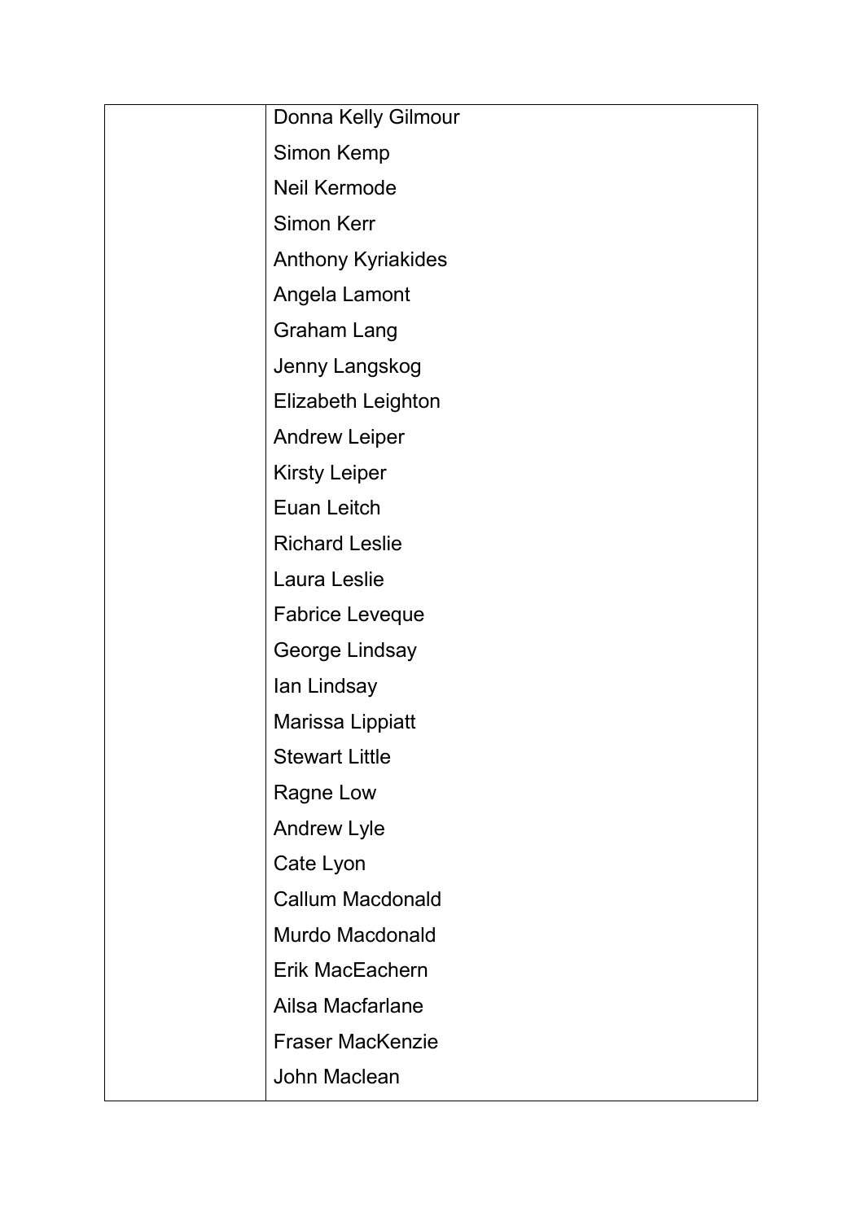|  |  |
| --- | --- |
|  | Donna Kelly Gilmour<br>Simon Kemp<br>Neil Kermode<br>Simon Kerr<br>Anthony Kyriakides<br>Angela Lamont<br>Graham Lang<br>Jenny Langskog<br>Elizabeth Leighton<br>Andrew Leiper<br>Kirsty Leiper<br>Euan Leitch<br>Richard Leslie<br>Laura Leslie<br>Fabrice Leveque<br>George Lindsay<br>Ian Lindsay<br>Marissa Lippiatt<br>Stewart Little<br>Ragne Low<br>Andrew Lyle<br>Cate Lyon<br>Callum Macdonald<br>Murdo Macdonald<br>Erik MacEachern<br>Ailsa Macfarlane<br>Fraser MacKenzie<br>John Maclean |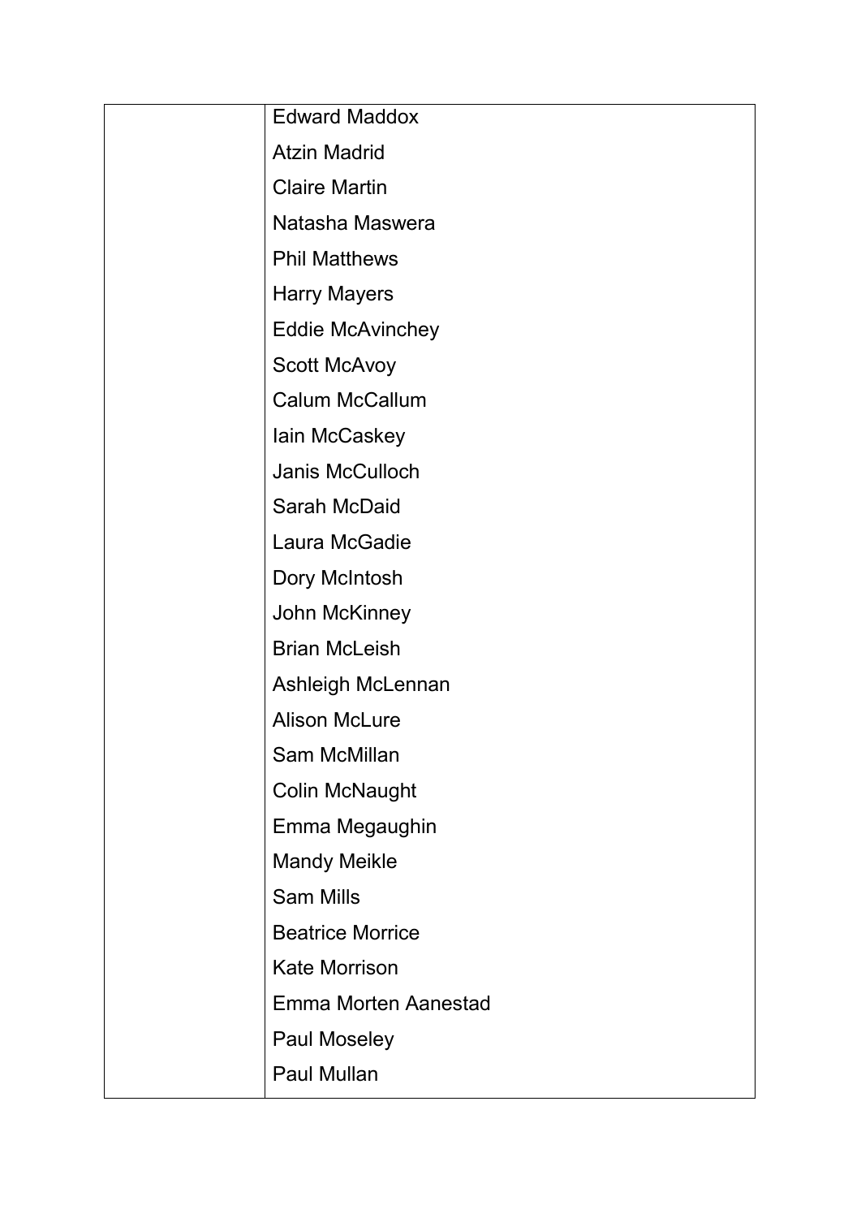| | |
|---|---|
| | Edward Maddox<br>Atzin Madrid<br>Claire Martin<br>Natasha Maswera<br>Phil Matthews<br>Harry Mayers<br>Eddie McAvinchey<br>Scott McAvoy<br>Calum McCallum<br>Iain McCaskey<br>Janis McCulloch<br>Sarah McDaid<br>Laura McGadie<br>Dory McIntosh<br>John McKinney<br>Brian McLeish<br>Ashleigh McLennan<br>Alison McLure<br>Sam McMillan<br>Colin McNaught<br>Emma Megaughin<br>Mandy Meikle<br>Sam Mills<br>Beatrice Morrice<br>Kate Morrison<br>Emma Morten Aanestad<br>Paul Moseley<br>Paul Mullan |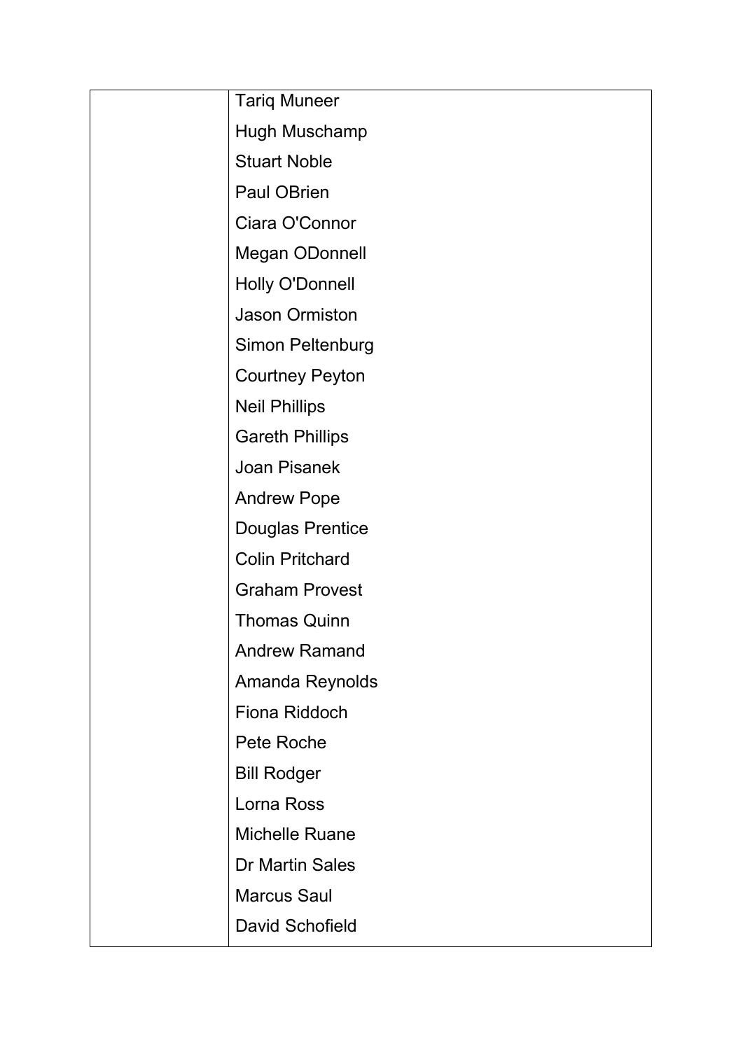|  | Tariq Muneer<br>Hugh Muschamp<br>Stuart Noble<br>Paul OBrien<br>Ciara O'Connor<br>Megan ODonnell<br>Holly O'Donnell<br>Jason Ormiston<br>Simon Peltenburg<br>Courtney Peyton<br>Neil Phillips<br>Gareth Phillips<br>Joan Pisanek<br>Andrew Pope<br>Douglas Prentice<br>Colin Pritchard<br>Graham Provest<br>Thomas Quinn<br>Andrew Ramand<br>Amanda Reynolds<br>Fiona Riddoch<br>Pete Roche<br>Bill Rodger<br>Lorna Ross<br>Michelle Ruane<br>Dr Martin Sales<br>Marcus Saul<br>David Schofield |
|---|---|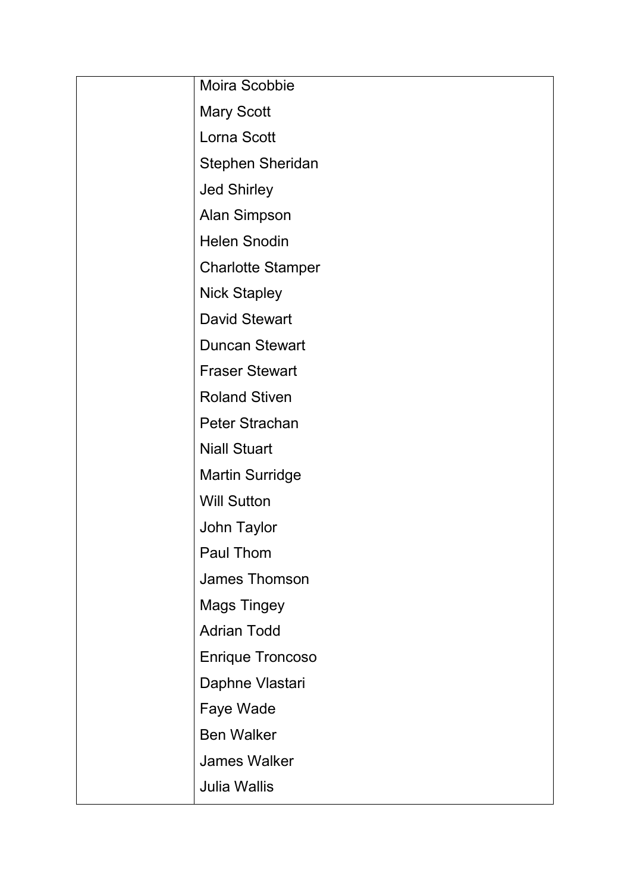|  |  |
|---|---|
|  | Moira Scobbie<br>Mary Scott<br>Lorna Scott<br>Stephen Sheridan<br>Jed Shirley<br>Alan Simpson<br>Helen Snodin<br>Charlotte Stamper<br>Nick Stapley<br>David Stewart<br>Duncan Stewart<br>Fraser Stewart<br>Roland Stiven<br>Peter Strachan<br>Niall Stuart<br>Martin Surridge<br>Will Sutton<br>John Taylor<br>Paul Thom<br>James Thomson<br>Mags Tingey<br>Adrian Todd<br>Enrique Troncoso<br>Daphne Vlastari<br>Faye Wade<br>Ben Walker<br>James Walker<br>Julia Wallis |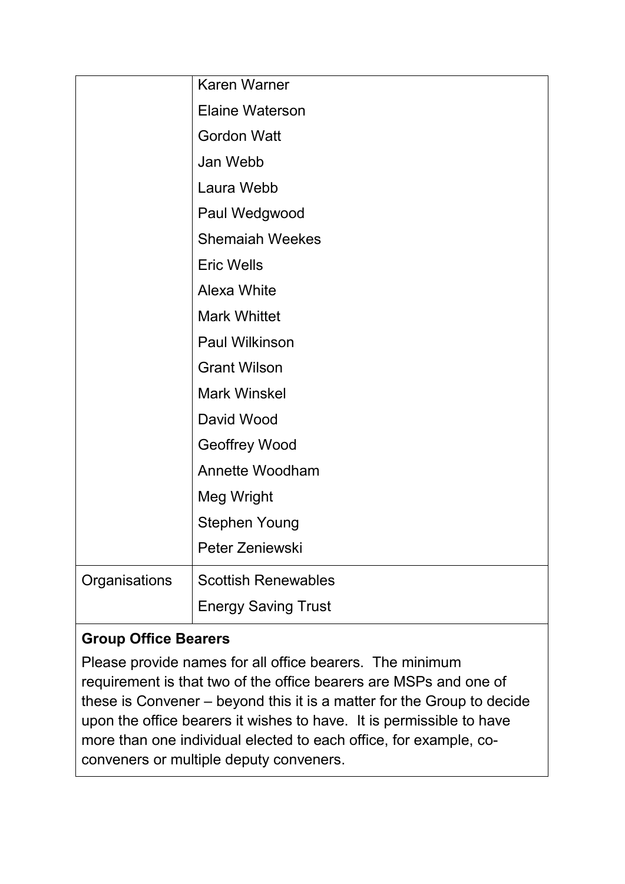| | |
|---|---|
| | Karen Warner<br>Elaine Waterson<br>Gordon Watt<br>Jan Webb<br>Laura Webb<br>Paul Wedgwood<br>Shemaiah Weekes<br>Eric Wells<br>Alexa White<br>Mark Whittet<br>Paul Wilkinson<br>Grant Wilson<br>Mark Winskel<br>David Wood<br>Geoffrey Wood<br>Annette Woodham<br>Meg Wright<br>Stephen Young<br>Peter Zeniewski |
| Organisations | Scottish Renewables<br>Energy Saving Trust |

**Group Office Bearers**

Please provide names for all office bearers. The minimum requirement is that two of the office bearers are MSPs and one of these is Convener – beyond this it is a matter for the Group to decide upon the office bearers it wishes to have. It is permissible to have more than one individual elected to each office, for example, co-conveners or multiple deputy conveners.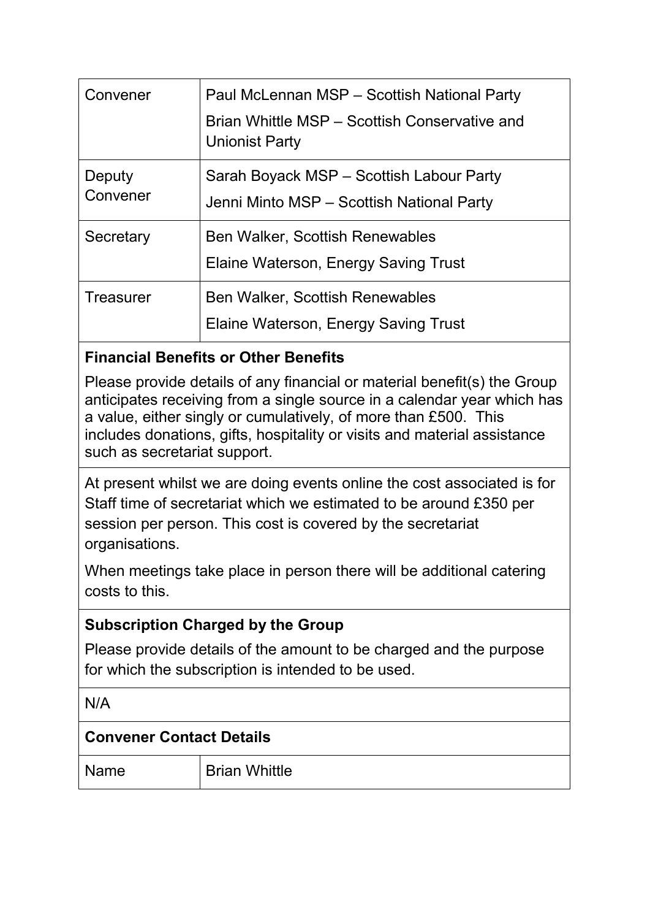| | |
|---|---|
| Convener | Paul McLennan MSP – Scottish National Party<br>Brian Whittle MSP – Scottish Conservative and Unionist Party |
| Deputy Convener | Sarah Boyack MSP – Scottish Labour Party<br>Jenni Minto MSP – Scottish National Party |
| Secretary | Ben Walker, Scottish Renewables<br>Elaine Waterson, Energy Saving Trust |
| Treasurer | Ben Walker, Scottish Renewables<br>Elaine Waterson, Energy Saving Trust |

**Financial Benefits or Other Benefits**

Please provide details of any financial or material benefit(s) the Group anticipates receiving from a single source in a calendar year which has a value, either singly or cumulatively, of more than £500. This includes donations, gifts, hospitality or visits and material assistance such as secretariat support.

At present whilst we are doing events online the cost associated is for Staff time of secretariat which we estimated to be around £350 per session per person. This cost is covered by the secretariat organisations.

When meetings take place in person there will be additional catering costs to this.

**Subscription Charged by the Group**

Please provide details of the amount to be charged and the purpose for which the subscription is intended to be used.

N/A

**Convener Contact Details**

| | |
|---|---|
| Name | Brian Whittle |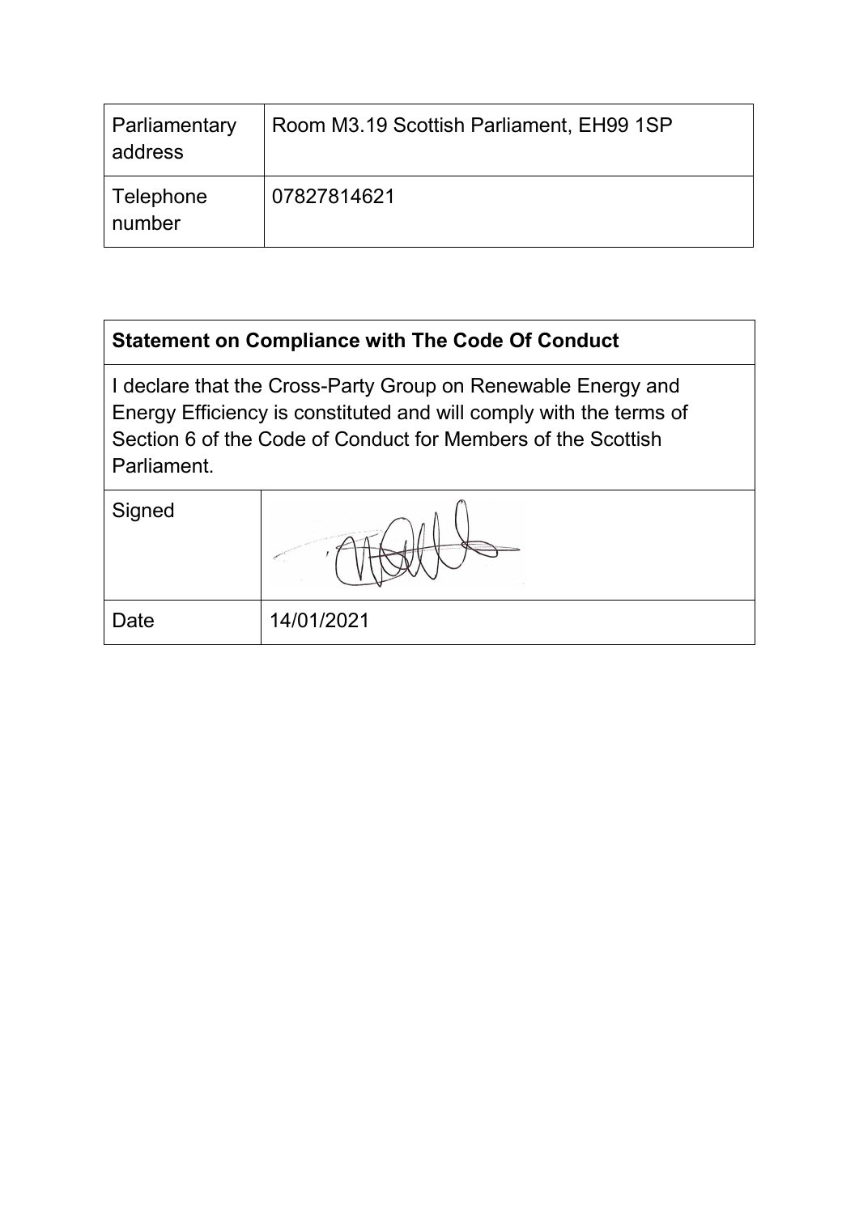| | |
|---|---|
| Parliamentary address | Room M3.19 Scottish Parliament, EH99 1SP |
| Telephone number | 07827814621 |

| **Statement on Compliance with The Code Of Conduct** | |
|---|---|
| I declare that the Cross-Party Group on Renewable Energy and Energy Efficiency is constituted and will comply with the terms of Section 6 of the Code of Conduct for Members of the Scottish Parliament. | |
| Signed | |
| Date | 14/01/2021 |